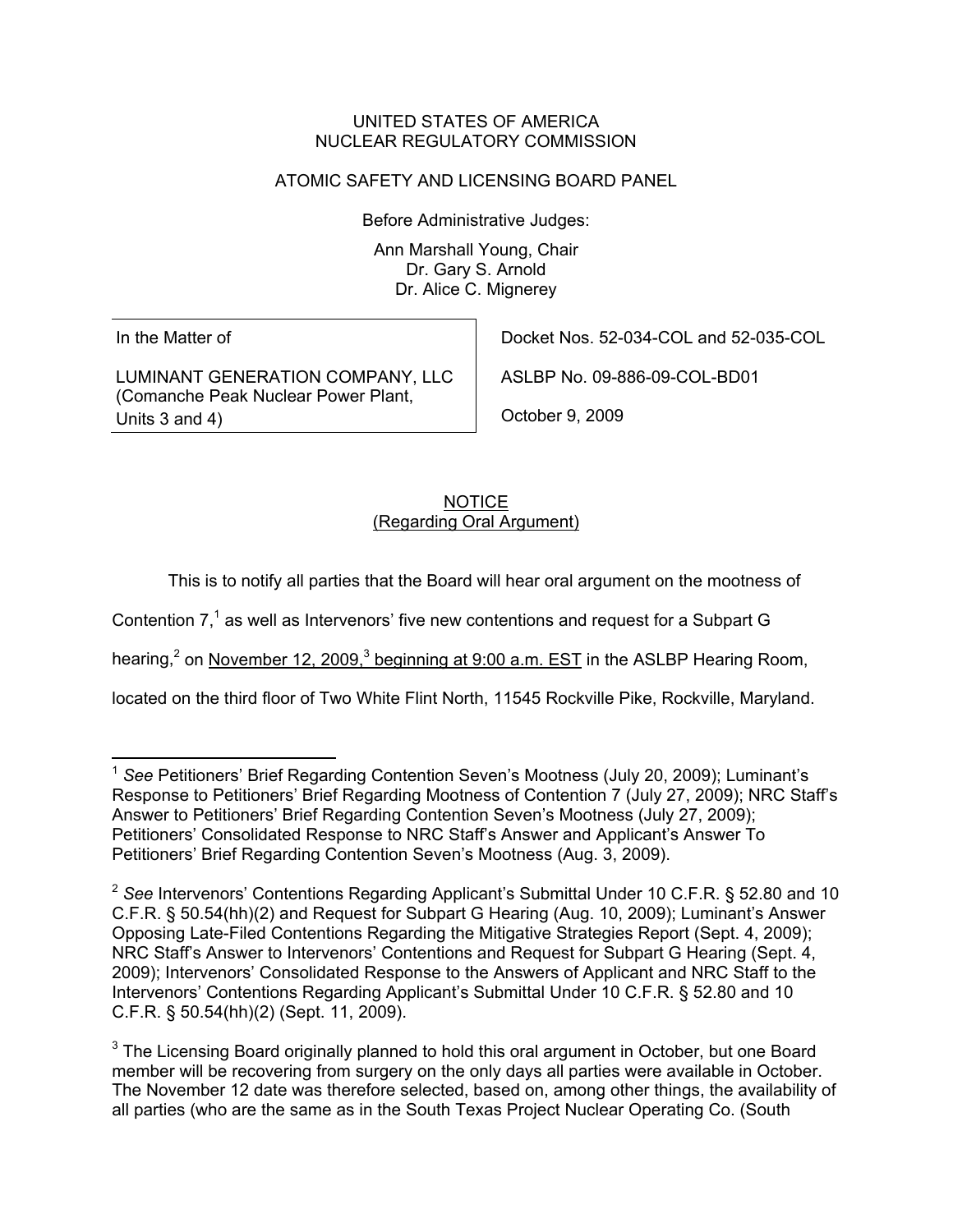UNITED STATES OF AMERICA
NUCLEAR REGULATORY COMMISSION

ATOMIC SAFETY AND LICENSING BOARD PANEL

Before Administrative Judges:

Ann Marshall Young, Chair
Dr. Gary S. Arnold
Dr. Alice C. Mignerey

| | |
|---|---|
| In the Matter of | Docket Nos. 52-034-COL and 52-035-COL |
| LUMINANT GENERATION COMPANY, LLC (Comanche Peak Nuclear Power Plant, Units 3 and 4) | ASLBP No. 09-886-09-COL-BD01 |
| | October 9, 2009 |

## NOTICE
(Regarding Oral Argument)

This is to notify all parties that the Board will hear oral argument on the mootness of Contention 7,[1] as well as Intervenors' five new contentions and request for a Subpart G hearing,[2] on November 12, 2009,[3] beginning at 9:00 a.m. EST in the ASLBP Hearing Room, located on the third floor of Two White Flint North, 11545 Rockville Pike, Rockville, Maryland.

---

[1] *See* Petitioners' Brief Regarding Contention Seven's Mootness (July 20, 2009); Luminant's Response to Petitioners' Brief Regarding Mootness of Contention 7 (July 27, 2009); NRC Staff's Answer to Petitioners' Brief Regarding Contention Seven's Mootness (July 27, 2009); Petitioners' Consolidated Response to NRC Staff's Answer and Applicant's Answer To Petitioners' Brief Regarding Contention Seven's Mootness (Aug. 3, 2009).

[2] *See* Intervenors' Contentions Regarding Applicant's Submittal Under 10 C.F.R. § 52.80 and 10 C.F.R. § 50.54(hh)(2) and Request for Subpart G Hearing (Aug. 10, 2009); Luminant's Answer Opposing Late-Filed Contentions Regarding the Mitigative Strategies Report (Sept. 4, 2009); NRC Staff's Answer to Intervenors' Contentions and Request for Subpart G Hearing (Sept. 4, 2009); Intervenors' Consolidated Response to the Answers of Applicant and NRC Staff to the Intervenors' Contentions Regarding Applicant's Submittal Under 10 C.F.R. § 52.80 and 10 C.F.R. § 50.54(hh)(2) (Sept. 11, 2009).

[3] The Licensing Board originally planned to hold this oral argument in October, but one Board member will be recovering from surgery on the only days all parties were available in October. The November 12 date was therefore selected, based on, among other things, the availability of all parties (who are the same as in the South Texas Project Nuclear Operating Co. (South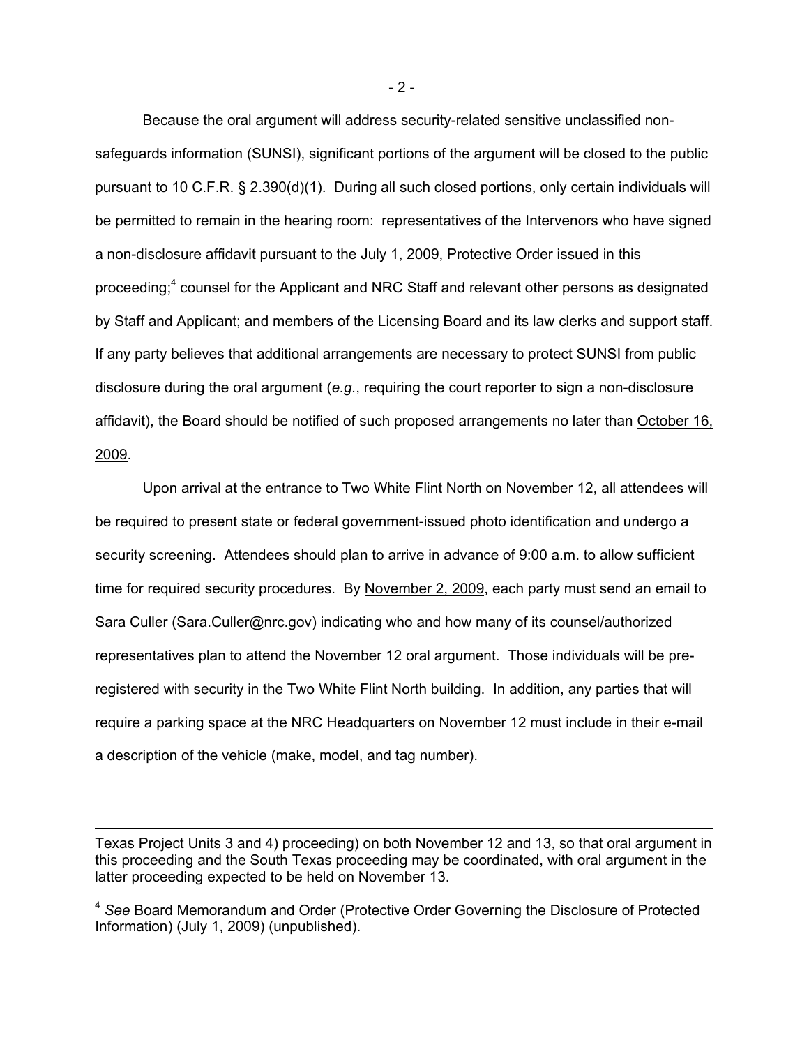Because the oral argument will address security-related sensitive unclassified non-safeguards information (SUNSI), significant portions of the argument will be closed to the public pursuant to 10 C.F.R. § 2.390(d)(1). During all such closed portions, only certain individuals will be permitted to remain in the hearing room: representatives of the Intervenors who have signed a non-disclosure affidavit pursuant to the July 1, 2009, Protective Order issued in this proceeding;[4] counsel for the Applicant and NRC Staff and relevant other persons as designated by Staff and Applicant; and members of the Licensing Board and its law clerks and support staff. If any party believes that additional arrangements are necessary to protect SUNSI from public disclosure during the oral argument (*e.g.*, requiring the court reporter to sign a non-disclosure affidavit), the Board should be notified of such proposed arrangements no later than October 16, 2009.

Upon arrival at the entrance to Two White Flint North on November 12, all attendees will be required to present state or federal government-issued photo identification and undergo a security screening. Attendees should plan to arrive in advance of 9:00 a.m. to allow sufficient time for required security procedures. By November 2, 2009, each party must send an email to Sara Culler (Sara.Culler@nrc.gov) indicating who and how many of its counsel/authorized representatives plan to attend the November 12 oral argument. Those individuals will be pre-registered with security in the Two White Flint North building. In addition, any parties that will require a parking space at the NRC Headquarters on November 12 must include in their e-mail a description of the vehicle (make, model, and tag number).

---

Texas Project Units 3 and 4) proceeding) on both November 12 and 13, so that oral argument in this proceeding and the South Texas proceeding may be coordinated, with oral argument in the latter proceeding expected to be held on November 13.

[4] *See* Board Memorandum and Order (Protective Order Governing the Disclosure of Protected Information) (July 1, 2009) (unpublished).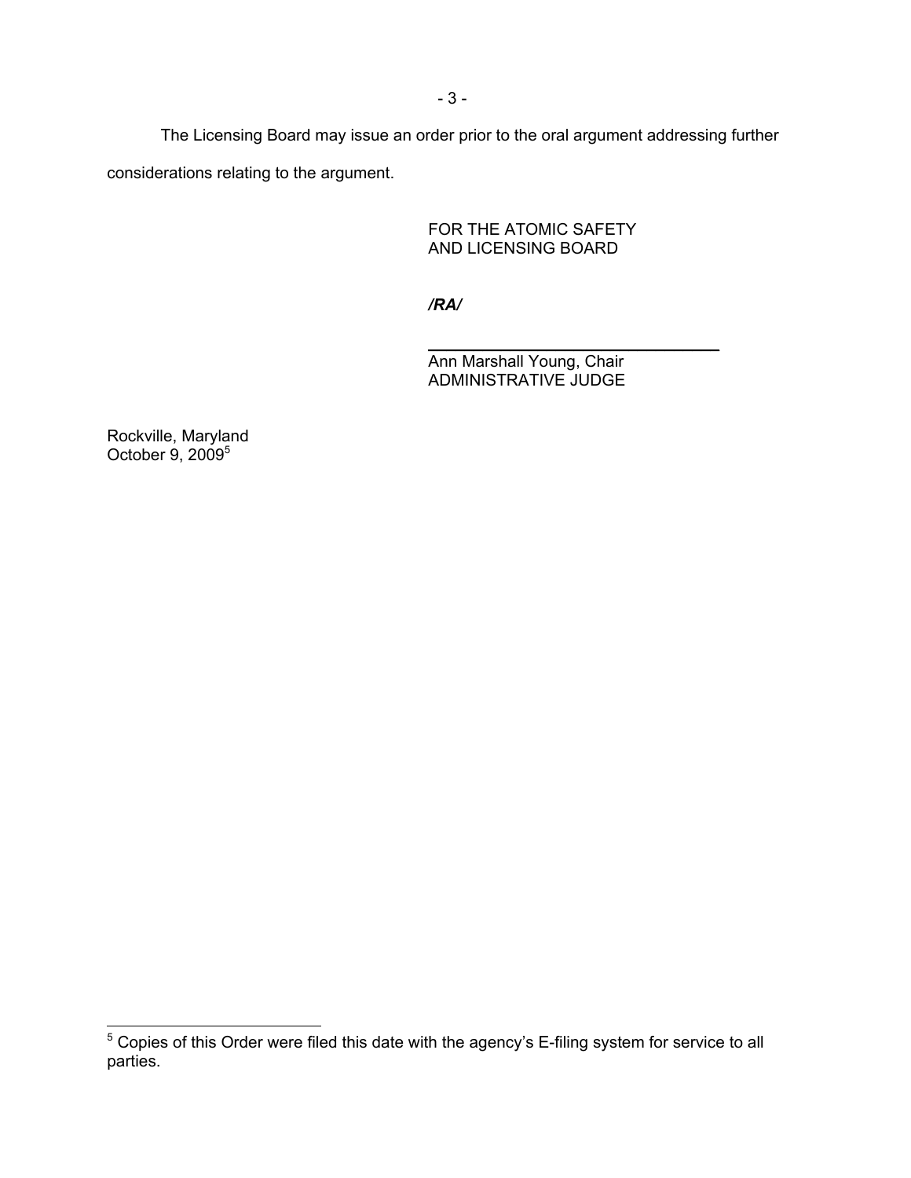The Licensing Board may issue an order prior to the oral argument addressing further considerations relating to the argument.

FOR THE ATOMIC SAFETY
AND LICENSING BOARD

***/RA/***

_______________________________

Ann Marshall Young, Chair
ADMINISTRATIVE JUDGE

Rockville, Maryland
October 9, 2009[5]

---

[5] Copies of this Order were filed this date with the agency's E-filing system for service to all parties.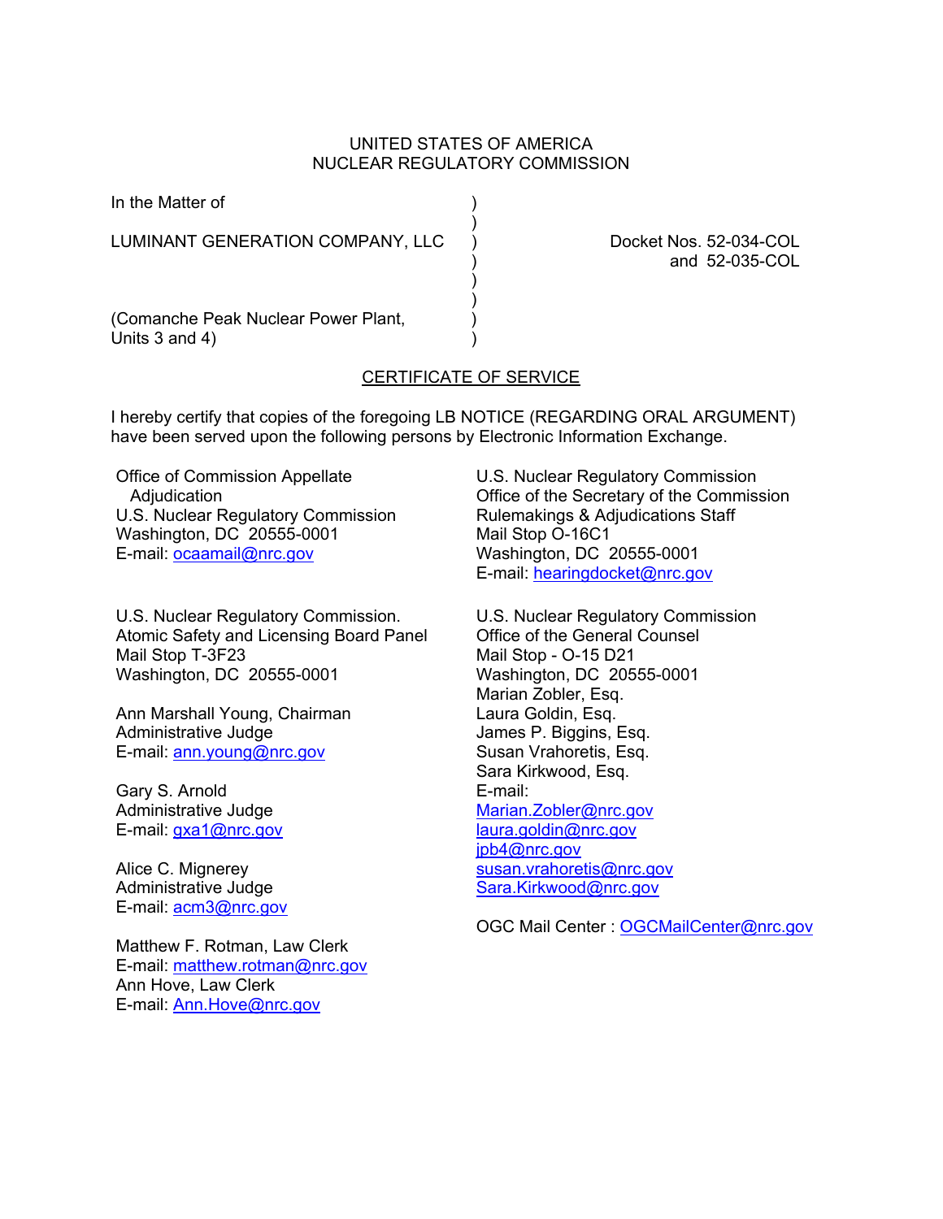UNITED STATES OF AMERICA
NUCLEAR REGULATORY COMMISSION

In the Matter of

LUMINANT GENERATION COMPANY, LLC

(Comanche Peak Nuclear Power Plant, Units 3 and 4)

Docket Nos. 52-034-COL and 52-035-COL

## CERTIFICATE OF SERVICE

I hereby certify that copies of the foregoing LB NOTICE (REGARDING ORAL ARGUMENT) have been served upon the following persons by Electronic Information Exchange.

Office of Commission Appellate Adjudication
U.S. Nuclear Regulatory Commission
Washington, DC 20555-0001
E-mail: ocaamail@nrc.gov

U.S. Nuclear Regulatory Commission.
Atomic Safety and Licensing Board Panel
Mail Stop T-3F23
Washington, DC 20555-0001

Ann Marshall Young, Chairman
Administrative Judge
E-mail: ann.young@nrc.gov

Gary S. Arnold
Administrative Judge
E-mail: gxa1@nrc.gov

Alice C. Mignerey
Administrative Judge
E-mail: acm3@nrc.gov

Matthew F. Rotman, Law Clerk
E-mail: matthew.rotman@nrc.gov
Ann Hove, Law Clerk
E-mail: Ann.Hove@nrc.gov

U.S. Nuclear Regulatory Commission
Office of the Secretary of the Commission
Rulemakings & Adjudications Staff
Mail Stop O-16C1
Washington, DC 20555-0001
E-mail: hearingdocket@nrc.gov

U.S. Nuclear Regulatory Commission
Office of the General Counsel
Mail Stop - O-15 D21
Washington, DC 20555-0001
Marian Zobler, Esq.
Laura Goldin, Esq.
James P. Biggins, Esq.
Susan Vrahoretis, Esq.
Sara Kirkwood, Esq.
E-mail:
Marian.Zobler@nrc.gov
laura.goldin@nrc.gov
jpb4@nrc.gov
susan.vrahoretis@nrc.gov
Sara.Kirkwood@nrc.gov

OGC Mail Center : OGCMailCenter@nrc.gov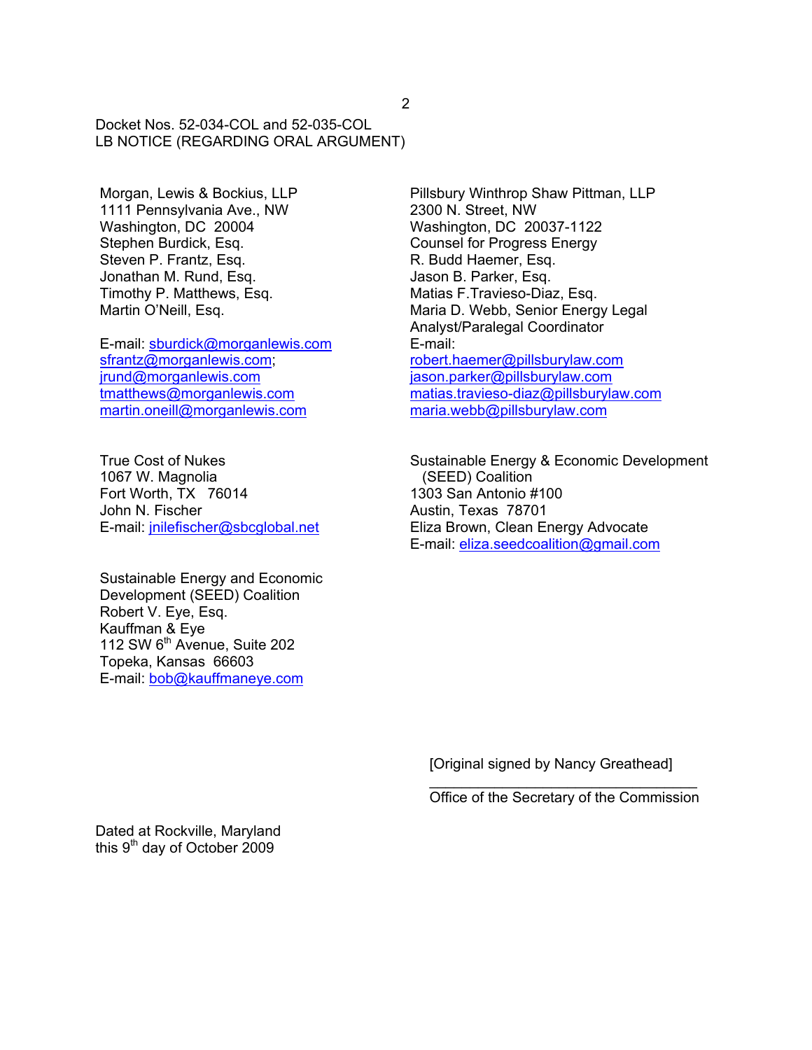Docket Nos. 52-034-COL and 52-035-COL
LB NOTICE (REGARDING ORAL ARGUMENT)

Morgan, Lewis & Bockius, LLP
1111 Pennsylvania Ave., NW
Washington, DC 20004
Stephen Burdick, Esq.
Steven P. Frantz, Esq.
Jonathan M. Rund, Esq.
Timothy P. Matthews, Esq.
Martin O'Neill, Esq.

E-mail: sburdick@morganlewis.com
sfrantz@morganlewis.com;
jrund@morganlewis.com
tmatthews@morganlewis.com
martin.oneill@morganlewis.com

Pillsbury Winthrop Shaw Pittman, LLP
2300 N. Street, NW
Washington, DC 20037-1122
Counsel for Progress Energy
R. Budd Haemer, Esq.
Jason B. Parker, Esq.
Matias F.Travieso-Diaz, Esq.
Maria D. Webb, Senior Energy Legal Analyst/Paralegal Coordinator
E-mail:
robert.haemer@pillsburylaw.com
jason.parker@pillsburylaw.com
matias.travieso-diaz@pillsburylaw.com
maria.webb@pillsburylaw.com

True Cost of Nukes
1067 W. Magnolia
Fort Worth, TX 76014
John N. Fischer
E-mail: jnilefischer@sbcglobal.net

Sustainable Energy & Economic Development (SEED) Coalition
1303 San Antonio #100
Austin, Texas 78701
Eliza Brown, Clean Energy Advocate
E-mail: eliza.seedcoalition@gmail.com

Sustainable Energy and Economic Development (SEED) Coalition
Robert V. Eye, Esq.
Kauffman & Eye
112 SW 6th Avenue, Suite 202
Topeka, Kansas 66603
E-mail: bob@kauffmaneye.com

[Original signed by Nancy Greathead]

Office of the Secretary of the Commission

Dated at Rockville, Maryland
this 9th day of October 2009